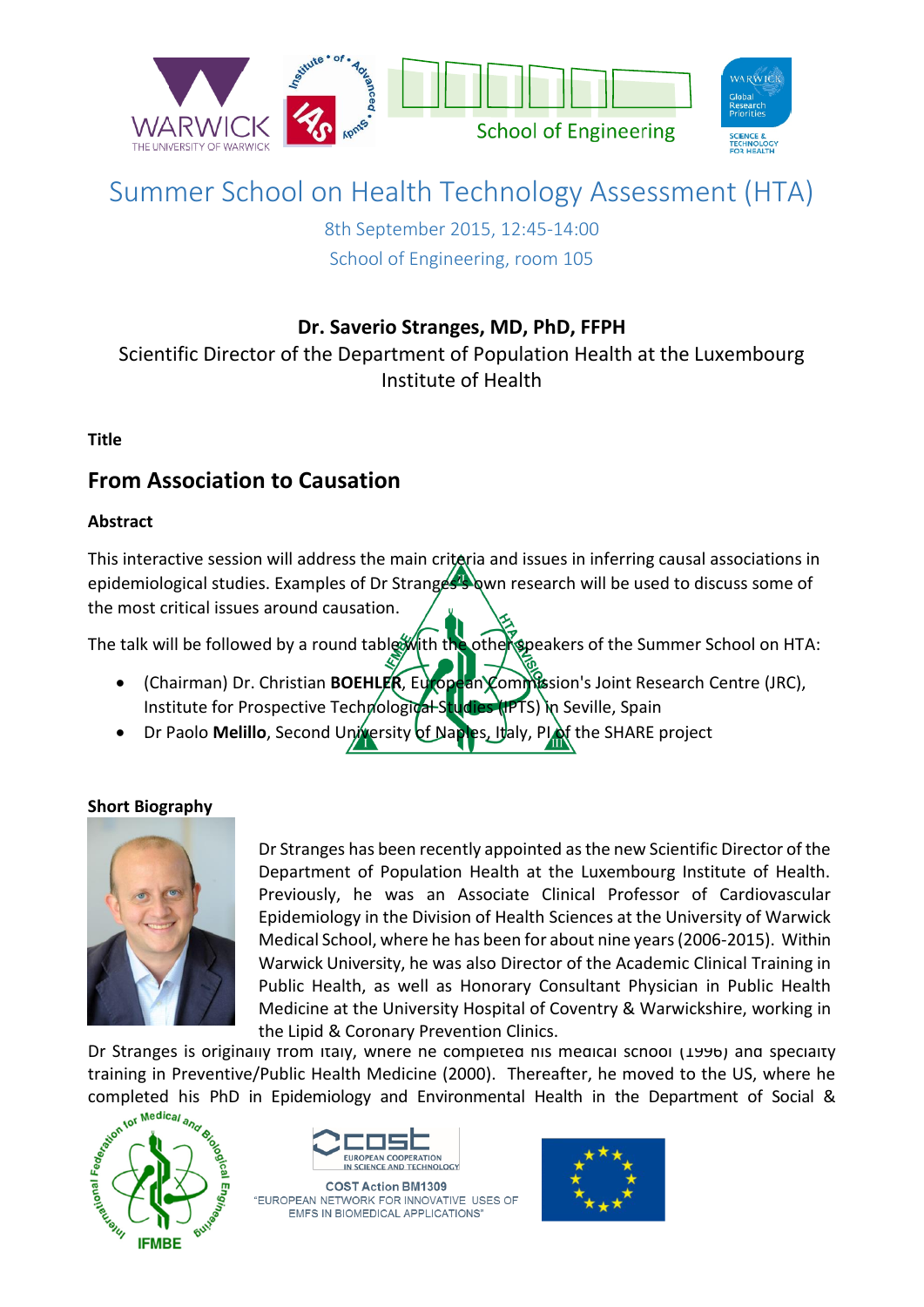# Summer School on Health Technology Assessment (HTA)

8th September 2015, 12:45-14:00

School of Engineering, room 105

**Dr. Saverio Stranges, MD, PhD, FFPH**

Scientific Director of the Department of Population Health at the Luxembourg Institute of Health

**Title**

## From Association to Causation

**Abstract**

This interactive session will address the main criteria and issues in inferring causal associations in epidemiological studies. Examples of Dr Stranges's own research will be used to discuss some of the most critical issues around causation.

The talk will be followed by a round table with the other speakers of the Summer School on HTA:

- (Chairman) Dr. Christian **BOEHLER**, European Commission's Joint Research Centre (JRC), Institute for Prospective Technological Studies (IPTS) in Seville, Spain
- Dr Paolo **Melillo**, Second University of Naples, Italy, PI of the SHARE project

**Short Biography**

Dr Stranges has been recently appointed as the new Scientific Director of the Department of Population Health at the Luxembourg Institute of Health. Previously, he was an Associate Clinical Professor of Cardiovascular Epidemiology in the Division of Health Sciences at the University of Warwick Medical School, where he has been for about nine years (2006-2015). Within Warwick University, he was also Director of the Academic Clinical Training in Public Health, as well as Honorary Consultant Physician in Public Health Medicine at the University Hospital of Coventry & Warwickshire, working in the Lipid & Coronary Prevention Clinics.

Dr Stranges is originally from Italy, where he completed his medical school (1996) and specialty training in Preventive/Public Health Medicine (2000). Thereafter, he moved to the US, where he completed his PhD in Epidemiology and Environmental Health in the Department of Social &

COST Action BM1309
"EUROPEAN NETWORK FOR INNOVATIVE USES OF EMFS IN BIOMEDICAL APPLICATIONS"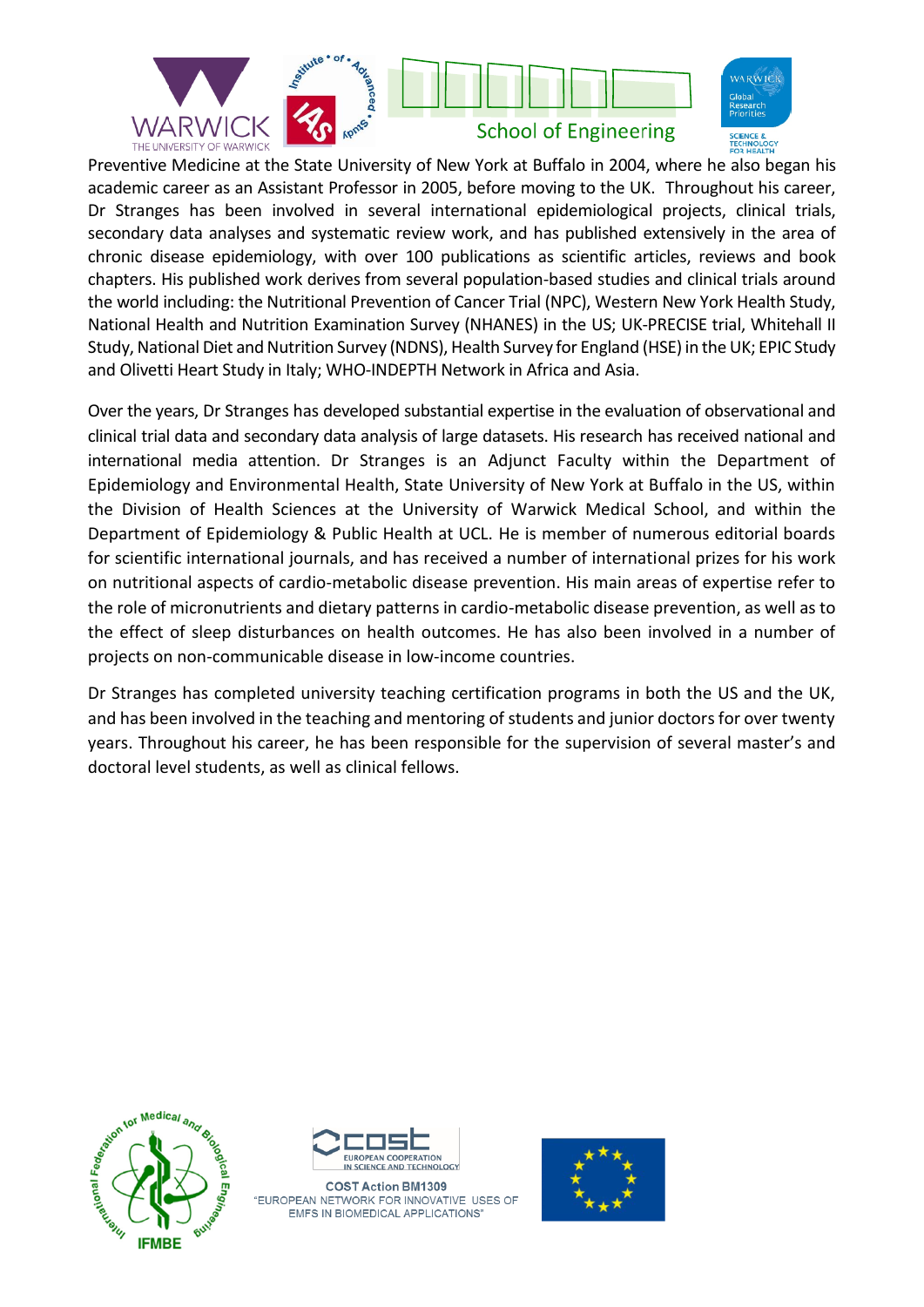Preventive Medicine at the State University of New York at Buffalo in 2004, where he also began his academic career as an Assistant Professor in 2005, before moving to the UK. Throughout his career, Dr Stranges has been involved in several international epidemiological projects, clinical trials, secondary data analyses and systematic review work, and has published extensively in the area of chronic disease epidemiology, with over 100 publications as scientific articles, reviews and book chapters. His published work derives from several population-based studies and clinical trials around the world including: the Nutritional Prevention of Cancer Trial (NPC), Western New York Health Study, National Health and Nutrition Examination Survey (NHANES) in the US; UK-PRECISE trial, Whitehall II Study, National Diet and Nutrition Survey (NDNS), Health Survey for England (HSE) in the UK; EPIC Study and Olivetti Heart Study in Italy; WHO-INDEPTH Network in Africa and Asia.

Over the years, Dr Stranges has developed substantial expertise in the evaluation of observational and clinical trial data and secondary data analysis of large datasets. His research has received national and international media attention. Dr Stranges is an Adjunct Faculty within the Department of Epidemiology and Environmental Health, State University of New York at Buffalo in the US, within the Division of Health Sciences at the University of Warwick Medical School, and within the Department of Epidemiology & Public Health at UCL. He is member of numerous editorial boards for scientific international journals, and has received a number of international prizes for his work on nutritional aspects of cardio-metabolic disease prevention. His main areas of expertise refer to the role of micronutrients and dietary patterns in cardio-metabolic disease prevention, as well as to the effect of sleep disturbances on health outcomes. He has also been involved in a number of projects on non-communicable disease in low-income countries.

Dr Stranges has completed university teaching certification programs in both the US and the UK, and has been involved in the teaching and mentoring of students and junior doctors for over twenty years. Throughout his career, he has been responsible for the supervision of several master's and doctoral level students, as well as clinical fellows.